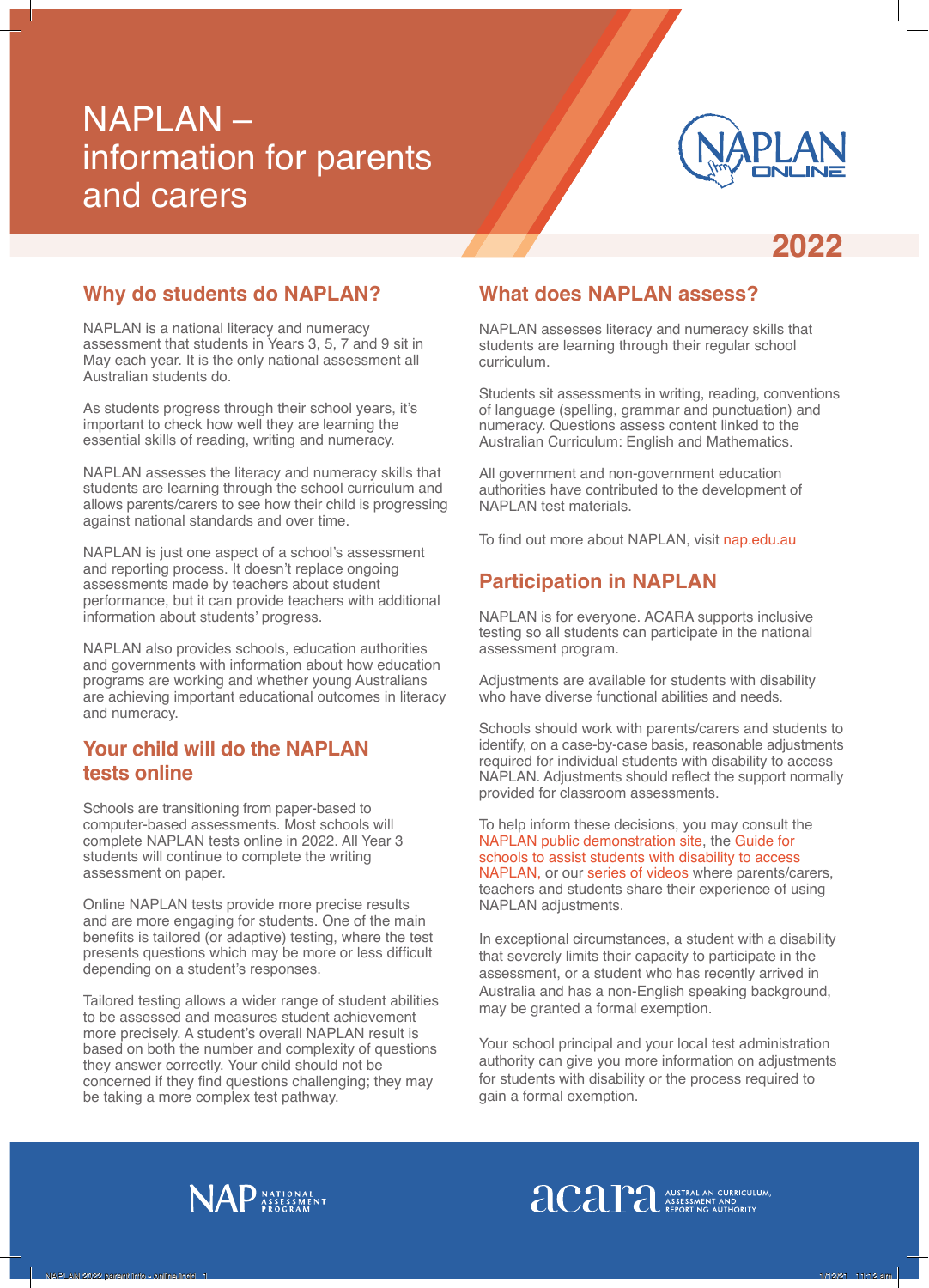# NAPLAN – information for parents and carers

2022

## Why do students do NAPLAN?

NAPLAN is a national literacy and numeracy assessment that students in Years 3, 5, 7 and 9 sit in May each year. It is the only national assessment all Australian students do.

As students progress through their school years, it's important to check how well they are learning the essential skills of reading, writing and numeracy.

NAPLAN assesses the literacy and numeracy skills that students are learning through the school curriculum and allows parents/carers to see how their child is progressing against national standards and over time.

NAPLAN is just one aspect of a school's assessment and reporting process. It doesn't replace ongoing assessments made by teachers about student performance, but it can provide teachers with additional information about students' progress.

NAPLAN also provides schools, education authorities and governments with information about how education programs are working and whether young Australians are achieving important educational outcomes in literacy and numeracy.

## Your child will do the NAPLAN tests online

Schools are transitioning from paper-based to computer-based assessments. Most schools will complete NAPLAN tests online in 2022. All Year 3 students will continue to complete the writing assessment on paper.

Online NAPLAN tests provide more precise results and are more engaging for students. One of the main benefits is tailored (or adaptive) testing, where the test presents questions which may be more or less difficult depending on a student's responses.

Tailored testing allows a wider range of student abilities to be assessed and measures student achievement more precisely. A student's overall NAPLAN result is based on both the number and complexity of questions they answer correctly. Your child should not be concerned if they find questions challenging; they may be taking a more complex test pathway.

## What does NAPLAN assess?

NAPLAN assesses literacy and numeracy skills that students are learning through their regular school curriculum.

Students sit assessments in writing, reading, conventions of language (spelling, grammar and punctuation) and numeracy. Questions assess content linked to the Australian Curriculum: English and Mathematics.

All government and non-government education authorities have contributed to the development of NAPLAN test materials.

To find out more about NAPLAN, visit nap.edu.au

## Participation in NAPLAN

NAPLAN is for everyone. ACARA supports inclusive testing so all students can participate in the national assessment program.

Adjustments are available for students with disability who have diverse functional abilities and needs.

Schools should work with parents/carers and students to identify, on a case-by-case basis, reasonable adjustments required for individual students with disability to access NAPLAN. Adjustments should reflect the support normally provided for classroom assessments.

To help inform these decisions, you may consult the NAPLAN public demonstration site, the Guide for schools to assist students with disability to access NAPLAN, or our series of videos where parents/carers, teachers and students share their experience of using NAPLAN adjustments.

In exceptional circumstances, a student with a disability that severely limits their capacity to participate in the assessment, or a student who has recently arrived in Australia and has a non-English speaking background, may be granted a formal exemption.

Your school principal and your local test administration authority can give you more information on adjustments for students with disability or the process required to gain a formal exemption.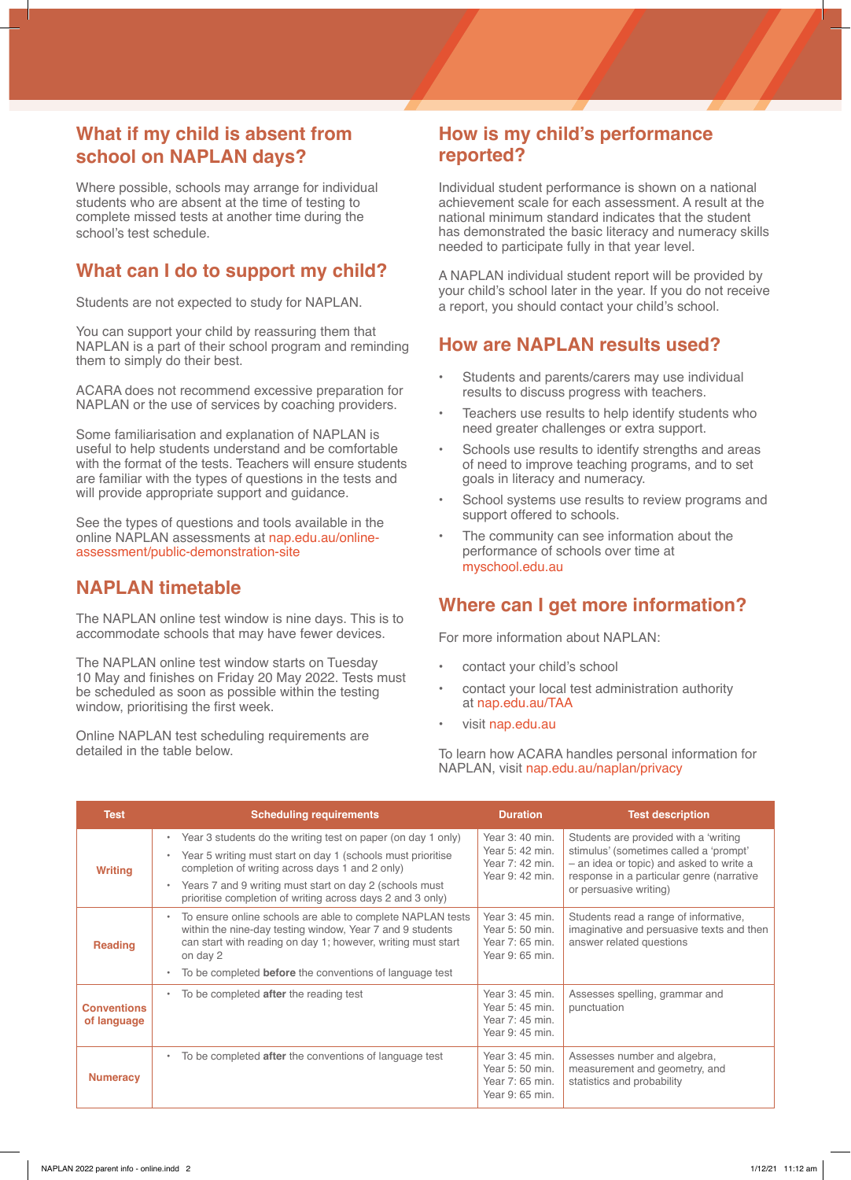## What if my child is absent from school on NAPLAN days?

Where possible, schools may arrange for individual students who are absent at the time of testing to complete missed tests at another time during the school's test schedule.

## What can I do to support my child?

Students are not expected to study for NAPLAN.

You can support your child by reassuring them that NAPLAN is a part of their school program and reminding them to simply do their best.

ACARA does not recommend excessive preparation for NAPLAN or the use of services by coaching providers.

Some familiarisation and explanation of NAPLAN is useful to help students understand and be comfortable with the format of the tests. Teachers will ensure students are familiar with the types of questions in the tests and will provide appropriate support and guidance.

See the types of questions and tools available in the online NAPLAN assessments at nap.edu.au/online-assessment/public-demonstration-site

## NAPLAN timetable

The NAPLAN online test window is nine days. This is to accommodate schools that may have fewer devices.

The NAPLAN online test window starts on Tuesday 10 May and finishes on Friday 20 May 2022. Tests must be scheduled as soon as possible within the testing window, prioritising the first week.

Online NAPLAN test scheduling requirements are detailed in the table below.

## How is my child's performance reported?

Individual student performance is shown on a national achievement scale for each assessment. A result at the national minimum standard indicates that the student has demonstrated the basic literacy and numeracy skills needed to participate fully in that year level.

A NAPLAN individual student report will be provided by your child's school later in the year. If you do not receive a report, you should contact your child's school.

## How are NAPLAN results used?

- Students and parents/carers may use individual results to discuss progress with teachers.
- Teachers use results to help identify students who need greater challenges or extra support.
- Schools use results to identify strengths and areas of need to improve teaching programs, and to set goals in literacy and numeracy.
- School systems use results to review programs and support offered to schools.
- The community can see information about the performance of schools over time at myschool.edu.au

## Where can I get more information?

For more information about NAPLAN:

- contact your child's school
- contact your local test administration authority at nap.edu.au/TAA
- visit nap.edu.au

To learn how ACARA handles personal information for NAPLAN, visit nap.edu.au/naplan/privacy

| Test | Scheduling requirements | Duration | Test description |
|---|---|---|---|
| Writing | • Year 3 students do the writing test on paper (on day 1 only)<br>• Year 5 writing must start on day 1 (schools must prioritise completion of writing across days 1 and 2 only)<br>• Years 7 and 9 writing must start on day 2 (schools must prioritise completion of writing across days 2 and 3 only) | Year 3: 40 min.<br>Year 5: 42 min.<br>Year 7: 42 min.<br>Year 9: 42 min. | Students are provided with a 'writing stimulus' (sometimes called a 'prompt' – an idea or topic) and asked to write a response in a particular genre (narrative or persuasive writing) |
| Reading | • To ensure online schools are able to complete NAPLAN tests within the nine-day testing window, Year 7 and 9 students can start with reading on day 1; however, writing must start on day 2<br>• To be completed **before** the conventions of language test | Year 3: 45 min.<br>Year 5: 50 min.<br>Year 7: 65 min.<br>Year 9: 65 min. | Students read a range of informative, imaginative and persuasive texts and then answer related questions |
| Conventions of language | • To be completed **after** the reading test | Year 3: 45 min.<br>Year 5: 45 min.<br>Year 7: 45 min.<br>Year 9: 45 min. | Assesses spelling, grammar and punctuation |
| Numeracy | • To be completed **after** the conventions of language test | Year 3: 45 min.<br>Year 5: 50 min.<br>Year 7: 65 min.<br>Year 9: 65 min. | Assesses number and algebra, measurement and geometry, and statistics and probability |